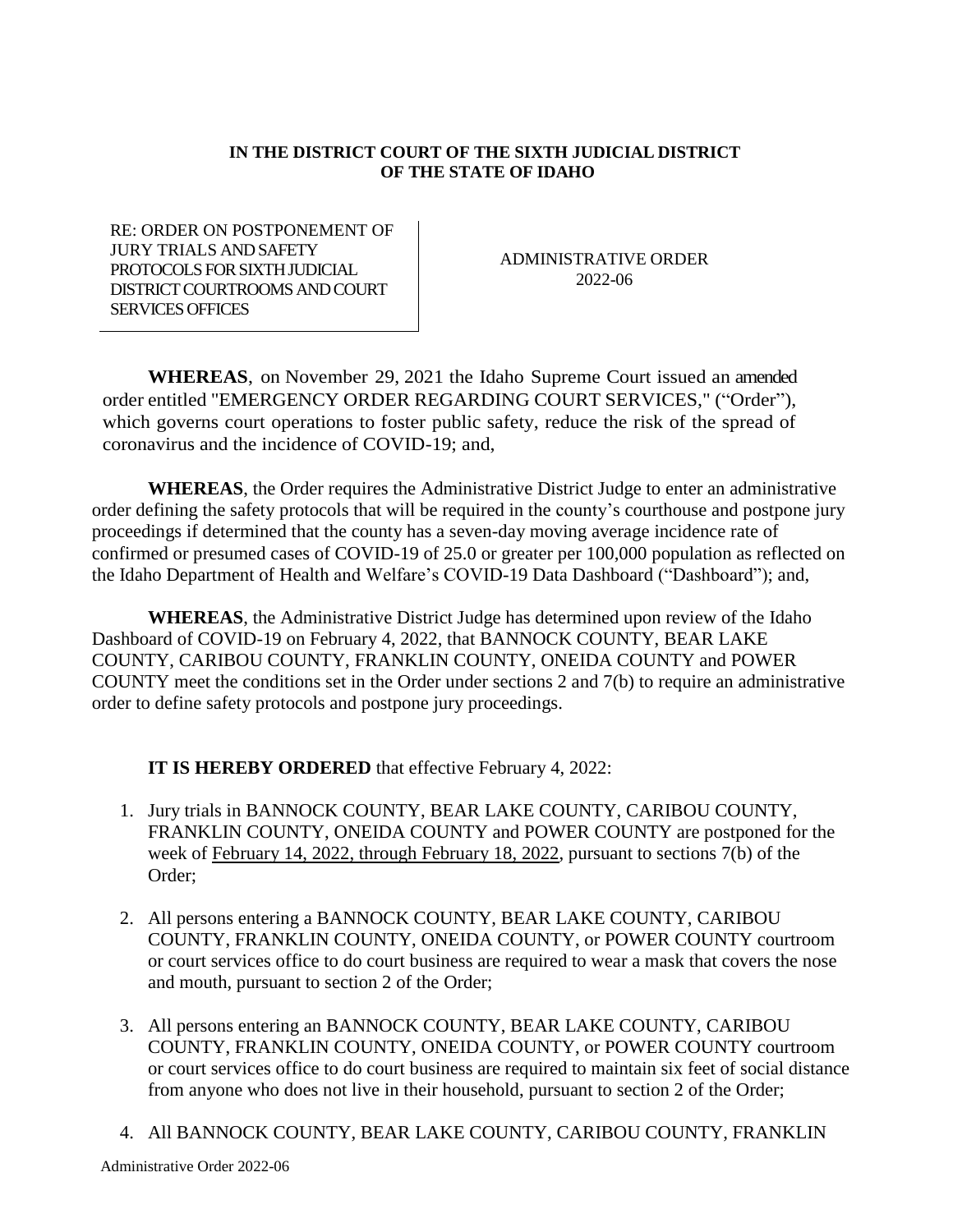**IN THE DISTRICT COURT OF THE SIXTH JUDICIAL DISTRICT OF THE STATE OF IDAHO**

RE: ORDER ON POSTPONEMENT OF JURY TRIALS AND SAFETY PROTOCOLS FOR SIXTH JUDICIAL DISTRICT COURTROOMS AND COURT SERVICES OFFICES

ADMINISTRATIVE ORDER 2022-06

**WHEREAS**, on November 29, 2021 the Idaho Supreme Court issued an amended order entitled "EMERGENCY ORDER REGARDING COURT SERVICES," ("Order"), which governs court operations to foster public safety, reduce the risk of the spread of coronavirus and the incidence of COVID-19; and,

**WHEREAS**, the Order requires the Administrative District Judge to enter an administrative order defining the safety protocols that will be required in the county's courthouse and postpone jury proceedings if determined that the county has a seven-day moving average incidence rate of confirmed or presumed cases of COVID-19 of 25.0 or greater per 100,000 population as reflected on the Idaho Department of Health and Welfare's COVID-19 Data Dashboard ("Dashboard"); and,

**WHEREAS**, the Administrative District Judge has determined upon review of the Idaho Dashboard of COVID-19 on February 4, 2022, that BANNOCK COUNTY, BEAR LAKE COUNTY, CARIBOU COUNTY, FRANKLIN COUNTY, ONEIDA COUNTY and POWER COUNTY meet the conditions set in the Order under sections 2 and 7(b) to require an administrative order to define safety protocols and postpone jury proceedings.

**IT IS HEREBY ORDERED** that effective February 4, 2022:

1. Jury trials in BANNOCK COUNTY, BEAR LAKE COUNTY, CARIBOU COUNTY, FRANKLIN COUNTY, ONEIDA COUNTY and POWER COUNTY are postponed for the week of February 14, 2022, through February 18, 2022, pursuant to sections 7(b) of the Order;

2. All persons entering a BANNOCK COUNTY, BEAR LAKE COUNTY, CARIBOU COUNTY, FRANKLIN COUNTY, ONEIDA COUNTY, or POWER COUNTY courtroom or court services office to do court business are required to wear a mask that covers the nose and mouth, pursuant to section 2 of the Order;

3. All persons entering an BANNOCK COUNTY, BEAR LAKE COUNTY, CARIBOU COUNTY, FRANKLIN COUNTY, ONEIDA COUNTY, or POWER COUNTY courtroom or court services office to do court business are required to maintain six feet of social distance from anyone who does not live in their household, pursuant to section 2 of the Order;

4. All BANNOCK COUNTY, BEAR LAKE COUNTY, CARIBOU COUNTY, FRANKLIN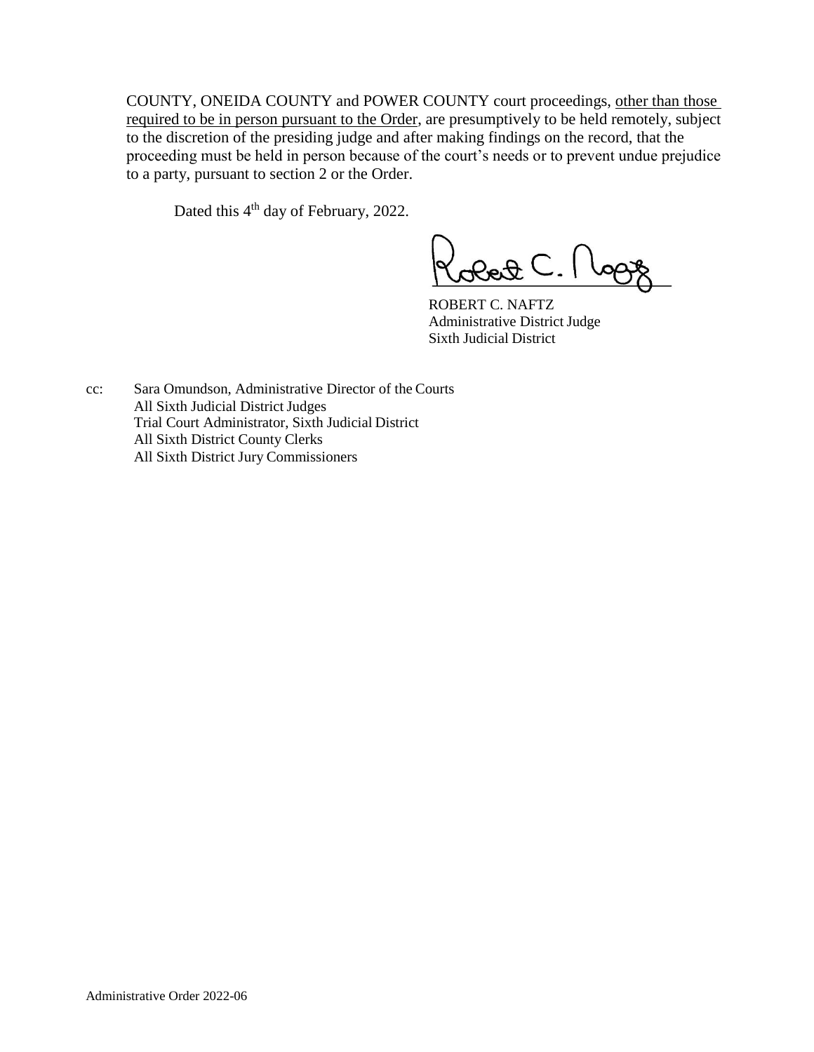COUNTY, ONEIDA COUNTY and POWER COUNTY court proceedings, <u>other than those required to be in person pursuant to the Order</u>, are presumptively to be held remotely, subject to the discretion of the presiding judge and after making findings on the record, that the proceeding must be held in person because of the court's needs or to prevent undue prejudice to a party, pursuant to section 2 or the Order.

Dated this 4th day of February, 2022.

ROBERT C. NAFTZ
Administrative District Judge
Sixth Judicial District

cc: Sara Omundson, Administrative Director of the Courts
All Sixth Judicial District Judges
Trial Court Administrator, Sixth Judicial District
All Sixth District County Clerks
All Sixth District Jury Commissioners

Administrative Order 2022-06